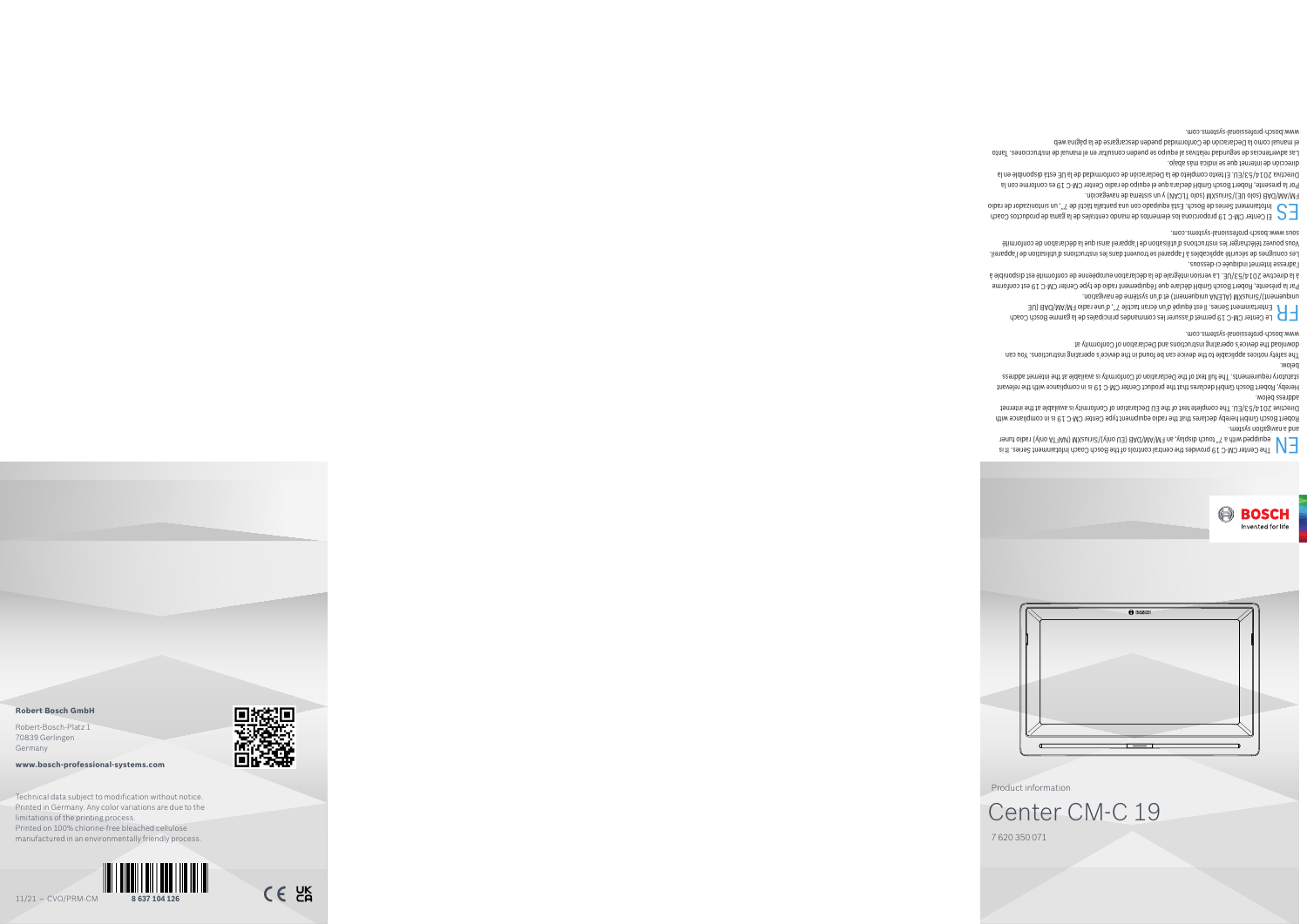## Product information

# Center CM-C 19

7 620 350 071

**BOSCH** Invented for life

## EN

The Center CM-C 19 provides the central controls of the Bosch Coach Infotainment Series. It is equipped with a 7" touch display, an FM/AM/DAB (EU only)/SiriusXM (NAFTA only) radio tuner and a navigation system.

Robert Bosch GmbH hereby declares that the radio equipment type Center CM-C 19 is in compliance with Directive 2014/53/EU. The complete text of the EU Declaration of Conformity is available at the internet address below.

Hereby, Robert Bosch GmbH declares that the product Center CM-C 19 is in compliance with the relevant statutory requirements. The full text of the Declaration of Conformity is available at the internet address below.

The safety notices applicable to the device can be found in the device's operating instructions. You can download the device's operating instructions and Declaration of Conformity at www.bosch-professional-systems.com.

## FR

Le Center CM-C 19 permet d'assurer les commandes principales de la gamme Bosch Coach Entertainment Series. Il est équipé d'un écran tactile 7", d'une radio FM/AM/DAB (UE uniquement)/SiriusXM (ALENA uniquement) et d'un système de navigation.

Par la présente, Robert Bosch GmbH déclare que l'équipement radio de type Center CM-C 19 est conforme à la directive 2014/53/UE. La version intégrale de la déclaration européenne de conformité est disponible à l'adresse Internet indiquée ci-dessous.

Les consignes de sécurité applicables à l'appareil se trouvent dans les instructions d'utilisation de l'appareil. Vous pouvez télécharger les instructions d'utilisation de l'appareil ainsi que la déclaration de conformité sous www.bosch-professional-systems.com.

## ES

El Center CM-C 19 proporciona los elementos de mando centrales de la gama de productos Coach Infotainment Series de Bosch. Está equipado con una pantalla táctil de 7", un sintonizador de radio FM/AM/DAB (solo UE)/SiriusXM (solo TLCAN) y un sistema de navegación.

Por la presente, Robert Bosch GmbH declara que el equipo de radio Center CM-C 19 es conforme con la Directiva 2014/53/EU. El texto completo de la Declaración de conformidad de la UE está disponible en la dirección de internet que se indica más abajo.

Las advertencias de seguridad relativas al equipo se pueden consultar en el manual de instrucciones. Tanto el manual como la Declaración de Conformidad pueden descargarse de la página web www.bosch-professional-systems.com.

**Robert Bosch GmbH**

Robert-Bosch-Platz 1
70839 Gerlingen
Germany

**www.bosch-professional-systems.com**

Technical data subject to modification without notice.
Printed in Germany. Any color variations are due to the limitations of the printing process.
Printed on 100% chlorine-free bleached cellulose manufactured in an environmentally friendly process.

11/21 – CVO/PRM-CM **8 637 104 126**

CE UK CA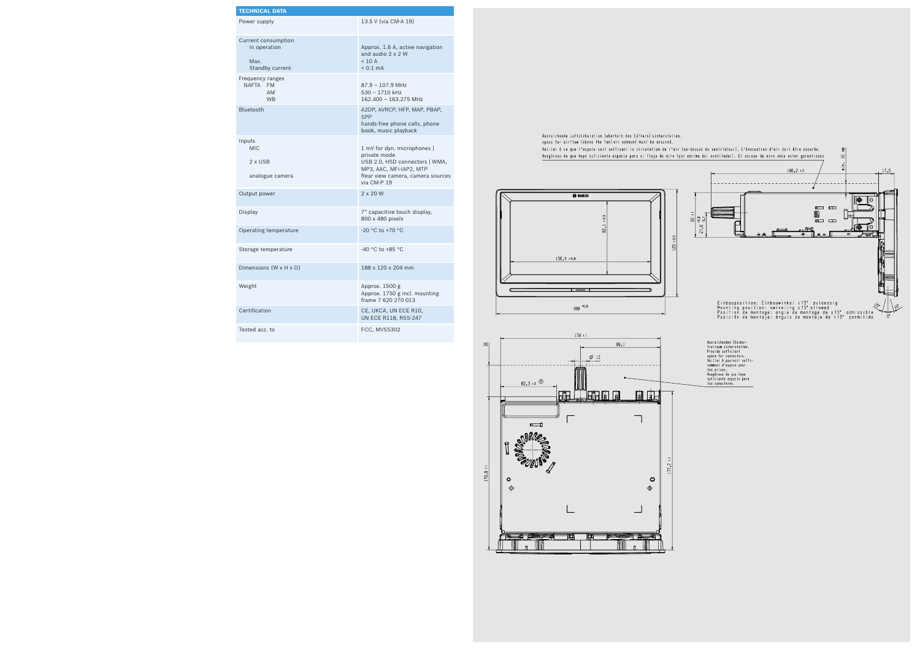| TECHNICAL DATA | |
|---|---|
| Power supply | 13.5 V (via CM-A 19) |
| Current consumption<br>In operation<br><br>Max.<br>Standby current | <br>Approx. 1.6 A, active navigation and audio 2 x 2 W<br>< 10 A<br>< 0.1 mA |
| Frequency ranges<br>NAFTA FM<br>AM<br>WB | <br>87.9 – 107.9 MHz<br>530 – 1710 kHz<br>162.400 – 163.275 MHz |
| Bluetooth | A2DP, AVRCP, HFP, MAP, PBAP, SPP<br>hands-free phone calls, phone book, music playback |
| Inputs<br>MIC<br><br>2 x USB<br><br>analogue camera | <br>1 mV for dyn. microphones \| private mode<br>USB 2.0, HSD connectors \| WMA, MP3, AAC, MFi-IAP2, MTP<br>Rear view camera, camera sources via CM-P 19 |
| Output power | 2 x 20 W |
| Display | 7" capacitive touch display, 800 x 480 pixels |
| Operating temperature | -20 °C to +70 °C |
| Storage temperature | -40 °C to +85 °C |
| Dimensions (W x H x D) | 188 x 120 x 204 mm |
| Weight | Approx. 1500 g<br>Approx. 1750 g incl. mounting frame 7 620 270 013 |
| Certification | CE, UKCA, UN ECE R10, UN ECE R118, RSS-247 |
| Tested acc. to | FCC, MVSS302 |

Ausreichende Luftzirkulation (oberhalb des Lüfters) sicherstellen.
space for airflow (above the fan) air exhaust must be ensured.
Veiller à ce que l'espace soit suffisant la circulation de l'air (au-dessus du ventilateur). L'évacuation d'air doit être assurée.
Asegúrese de que haya suficiente espacio para el flujo de aire (por encima del ventilador). El escape de aire debe estar garantizado

min. 10 mm
186,2 ±2
17,5
50 ±1
27,6 +0,6 -0,7
82,1 ±0,5
120 ±0,5
156,4 ±0,8
188 +0,8

Einbauposition: Einbauwinkel ±15° zulaessig
Mounting position: swiveling ±15° allowed
Position de montage: angle de montage de ±15° admissible
Posición de montaje: ángulo de montaje de ±15° permitido

15° 15° 0°

178 ±1
89,1
Ø 13
62,3 ±2
35
170,8 ±1
177,2 ±1

Ausreichenden Steckerfreiraum sicherstellen.
Provide sufficient space for connectors.
Veiller à pourvoir suffisamment d'espace pour les prises.
Asegúrese de que haya suficiente espacio para los conectores.